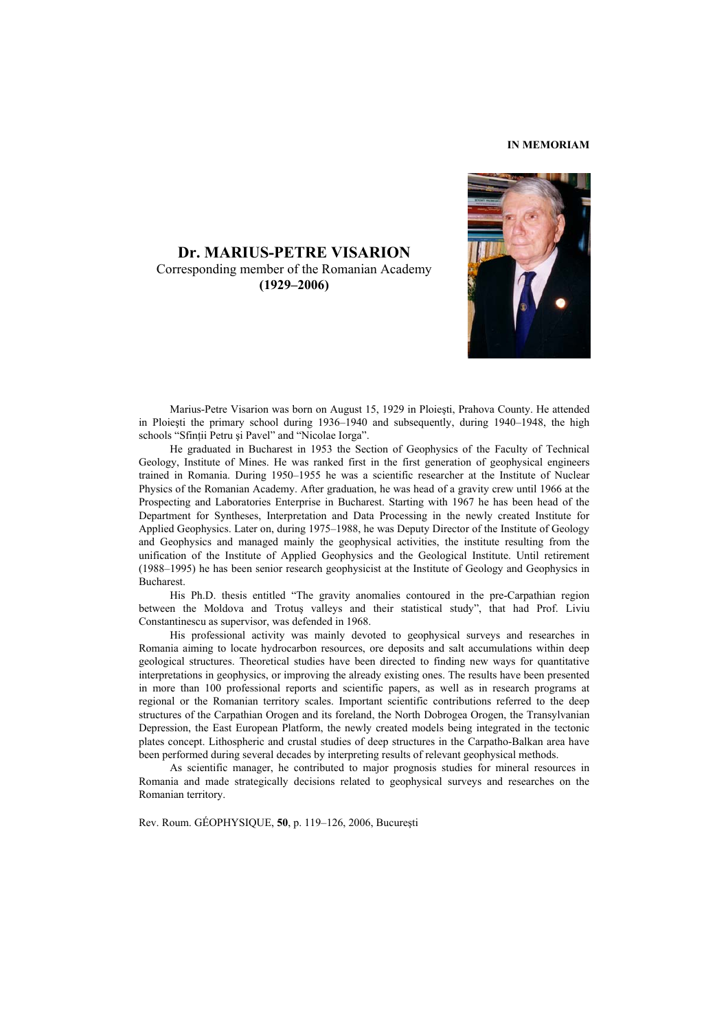**IN MEMORIAM**

# Dr. MARIUS-PETRE VISARION

Corresponding member of the Romanian Academy

**(1929–2006)**

Marius-Petre Visarion was born on August 15, 1929 in Ploieşti, Prahova County. He attended in Ploieşti the primary school during 1936–1940 and subsequently, during 1940–1948, the high schools "Sfinţii Petru şi Pavel" and "Nicolae Iorga".

He graduated in Bucharest in 1953 the Section of Geophysics of the Faculty of Technical Geology, Institute of Mines. He was ranked first in the first generation of geophysical engineers trained in Romania. During 1950–1955 he was a scientific researcher at the Institute of Nuclear Physics of the Romanian Academy. After graduation, he was head of a gravity crew until 1966 at the Prospecting and Laboratories Enterprise in Bucharest. Starting with 1967 he has been head of the Department for Syntheses, Interpretation and Data Processing in the newly created Institute for Applied Geophysics. Later on, during 1975–1988, he was Deputy Director of the Institute of Geology and Geophysics and managed mainly the geophysical activities, the institute resulting from the unification of the Institute of Applied Geophysics and the Geological Institute. Until retirement (1988–1995) he has been senior research geophysicist at the Institute of Geology and Geophysics in Bucharest.

His Ph.D. thesis entitled "The gravity anomalies contoured in the pre-Carpathian region between the Moldova and Trotuş valleys and their statistical study", that had Prof. Liviu Constantinescu as supervisor, was defended in 1968.

His professional activity was mainly devoted to geophysical surveys and researches in Romania aiming to locate hydrocarbon resources, ore deposits and salt accumulations within deep geological structures. Theoretical studies have been directed to finding new ways for quantitative interpretations in geophysics, or improving the already existing ones. The results have been presented in more than 100 professional reports and scientific papers, as well as in research programs at regional or the Romanian territory scales. Important scientific contributions referred to the deep structures of the Carpathian Orogen and its foreland, the North Dobrogea Orogen, the Transylvanian Depression, the East European Platform, the newly created models being integrated in the tectonic plates concept. Lithospheric and crustal studies of deep structures in the Carpatho-Balkan area have been performed during several decades by interpreting results of relevant geophysical methods.

As scientific manager, he contributed to major prognosis studies for mineral resources in Romania and made strategically decisions related to geophysical surveys and researches on the Romanian territory.

Rev. Roum. GÉOPHYSIQUE, **50**, p. 119–126, 2006, Bucureşti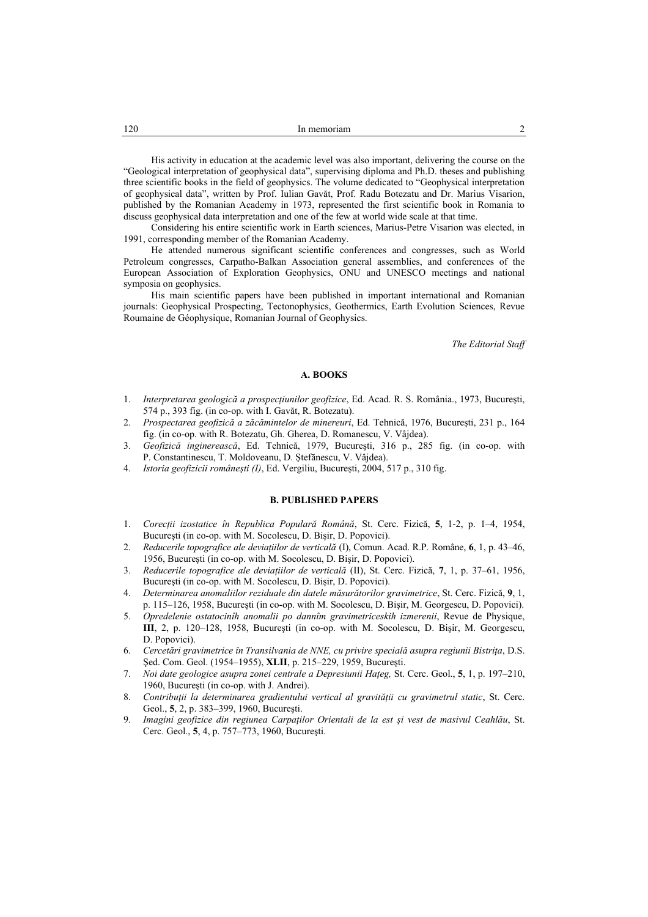His activity in education at the academic level was also important, delivering the course on the "Geological interpretation of geophysical data", supervising diploma and Ph.D. theses and publishing three scientific books in the field of geophysics. The volume dedicated to "Geophysical interpretation of geophysical data", written by Prof. Iulian Gavăt, Prof. Radu Botezatu and Dr. Marius Visarion, published by the Romanian Academy in 1973, represented the first scientific book in Romania to discuss geophysical data interpretation and one of the few at world wide scale at that time.

Considering his entire scientific work in Earth sciences, Marius-Petre Visarion was elected, in 1991, corresponding member of the Romanian Academy.

He attended numerous significant scientific conferences and congresses, such as World Petroleum congresses, Carpatho-Balkan Association general assemblies, and conferences of the European Association of Exploration Geophysics, ONU and UNESCO meetings and national symposia on geophysics.

His main scientific papers have been published in important international and Romanian journals: Geophysical Prospecting, Tectonophysics, Geothermics, Earth Evolution Sciences, Revue Roumaine de Géophysique, Romanian Journal of Geophysics.

*The Editorial Staff*

## A. BOOKS

1. *Interpretarea geologică a prospecţiunilor geofizice*, Ed. Acad. R. S. România., 1973, Bucureşti, 574 p., 393 fig. (in co-op. with I. Gavăt, R. Botezatu).
2. *Prospectarea geofizică a zăcămintelor de minereuri*, Ed. Tehnică, 1976, Bucureşti, 231 p., 164 fig. (in co-op. with R. Botezatu, Gh. Gherea, D. Romanescu, V. Vâjdea).
3. *Geofizică inginerească*, Ed. Tehnică, 1979, Bucureşti, 316 p., 285 fig. (in co-op. with P. Constantinescu, T. Moldoveanu, D. Ştefănescu, V. Vâjdea).
4. *Istoria geofizicii româneşti (I)*, Ed. Vergiliu, Bucureşti, 2004, 517 p., 310 fig.

## B. PUBLISHED PAPERS

1. *Corecţii izostatice în Republica Populară Română*, St. Cerc. Fizică, **5**, 1-2, p. 1–4, 1954, Bucureşti (in co-op. with M. Socolescu, D. Bişir, D. Popovici).
2. *Reducerile topografice ale deviaţiilor de verticală* (I), Comun. Acad. R.P. Române, **6**, 1, p. 43–46, 1956, Bucureşti (in co-op. with M. Socolescu, D. Bişir, D. Popovici).
3. *Reducerile topografice ale deviaţiilor de verticală* (II), St. Cerc. Fizică, **7**, 1, p. 37–61, 1956, Bucureşti (in co-op. with M. Socolescu, D. Bişir, D. Popovici).
4. *Determinarea anomaliilor reziduale din datele măsurătorilor gravimetrice*, St. Cerc. Fizică, **9**, 1, p. 115–126, 1958, Bucureşti (in co-op. with M. Socolescu, D. Bişir, M. Georgescu, D. Popovici).
5. *Opredelenie ostatocinîh anomalii po dannîm gravimetriceskih izmerenii*, Revue de Physique, **III**, 2, p. 120–128, 1958, Bucureşti (in co-op. with M. Socolescu, D. Bişir, M. Georgescu, D. Popovici).
6. *Cercetări gravimetrice în Transilvania de NNE, cu privire specială asupra regiunii Bistriţa*, D.S. Şed. Com. Geol. (1954–1955), **XLII**, p. 215–229, 1959, Bucureşti.
7. *Noi date geologice asupra zonei centrale a Depresiunii Haţeg,* St. Cerc. Geol., **5**, 1, p. 197–210, 1960, Bucureşti (in co-op. with J. Andrei).
8. *Contribuţii la determinarea gradientului vertical al gravităţii cu gravimetrul static*, St. Cerc. Geol., **5**, 2, p. 383–399, 1960, Bucureşti.
9. *Imagini geofizice din regiunea Carpaţilor Orientali de la est şi vest de masivul Ceahlău*, St. Cerc. Geol., **5**, 4, p. 757–773, 1960, Bucureşti.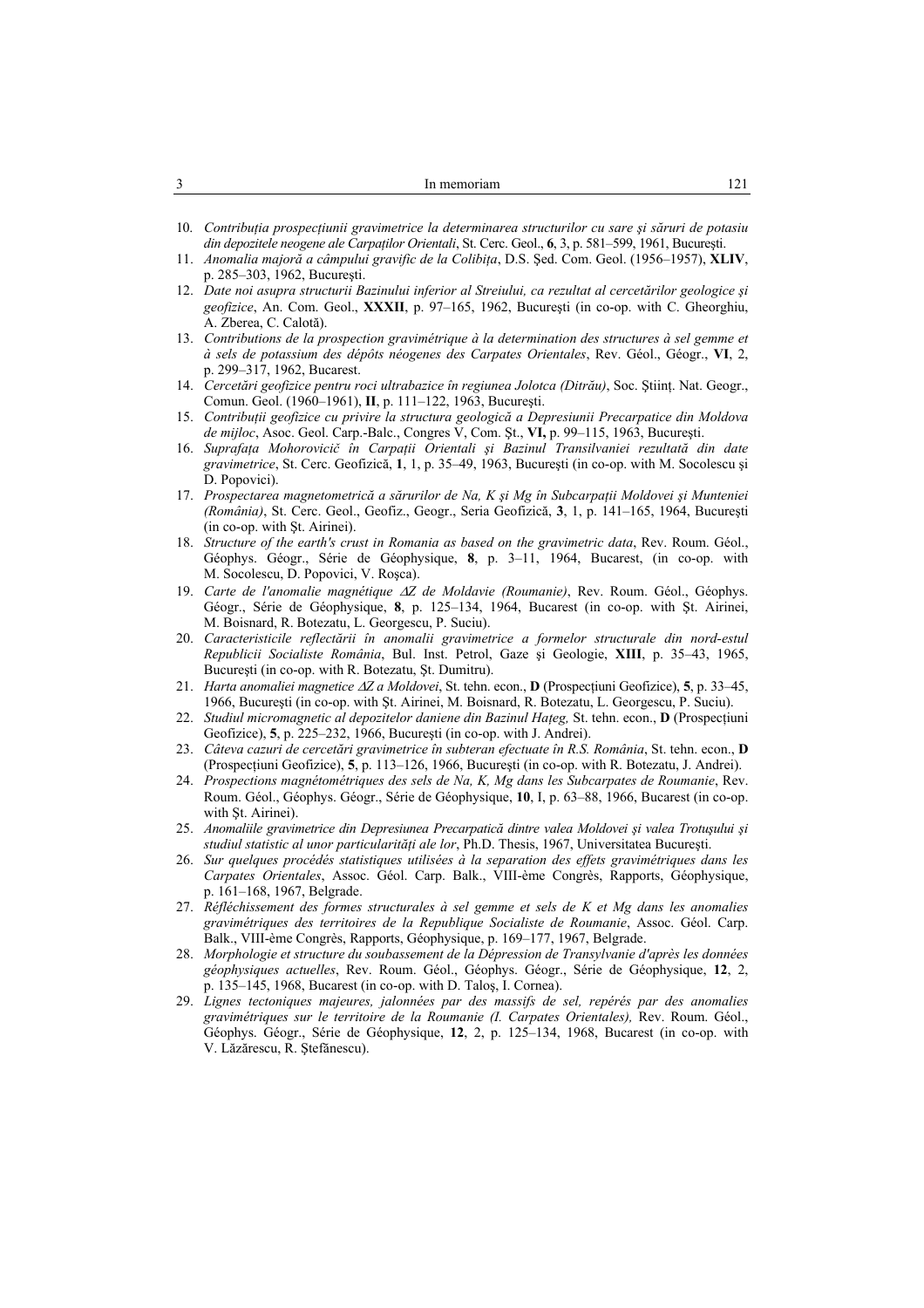10. *Contribuția prospecțiunii gravimetrice la determinarea structurilor cu sare şi săruri de potasiu din depozitele neogene ale Carpaților Orientali*, St. Cerc. Geol., **6**, 3, p. 581–599, 1961, Bucureşti.
11. *Anomalia majoră a câmpului gravific de la Colibița*, D.S. Şed. Com. Geol. (1956–1957), **XLIV**, p. 285–303, 1962, Bucureşti.
12. *Date noi asupra structurii Bazinului inferior al Streiului, ca rezultat al cercetărilor geologice şi geofizice*, An. Com. Geol., **XXXII**, p. 97–165, 1962, Bucureşti (in co-op. with C. Gheorghiu, A. Zberea, C. Calotă).
13. *Contributions de la prospection gravimétrique à la determination des structures à sel gemme et à sels de potassium des dépôts néogenes des Carpates Orientales*, Rev. Géol., Géogr., **VI**, 2, p. 299–317, 1962, Bucarest.
14. *Cercetări geofizice pentru roci ultrabazice în regiunea Jolotca (Ditrău)*, Soc. Ştiinț. Nat. Geogr., Comun. Geol. (1960–1961), **II**, p. 111–122, 1963, Bucureşti.
15. *Contribuții geofizice cu privire la structura geologică a Depresiunii Precarpatice din Moldova de mijloc*, Asoc. Geol. Carp.-Balc., Congres V, Com. Şt., **VI,** p. 99–115, 1963, Bucureşti.
16. *Suprafața Mohorovicič în Carpații Orientali şi Bazinul Transilvaniei rezultată din date gravimetrice*, St. Cerc. Geofizică, **1**, 1, p. 35–49, 1963, Bucureşti (in co-op. with M. Socolescu şi D. Popovici).
17. *Prospectarea magnetometrică a sărurilor de Na, K şi Mg în Subcarpații Moldovei şi Munteniei (România)*, St. Cerc. Geol., Geofiz., Geogr., Seria Geofizică, **3**, 1, p. 141–165, 1964, Bucureşti (in co-op. with Şt. Airinei).
18. *Structure of the earth's crust in Romania as based on the gravimetric data*, Rev. Roum. Géol., Géophys. Géogr., Série de Géophysique, **8**, p. 3–11, 1964, Bucarest, (in co-op. with M. Socolescu, D. Popovici, V. Roşca).
19. *Carte de l'anomalie magnétique $\Delta Z$ de Moldavie (Roumanie)*, Rev. Roum. Géol., Géophys. Géogr., Série de Géophysique, **8**, p. 125–134, 1964, Bucarest (in co-op. with Şt. Airinei, M. Boisnard, R. Botezatu, L. Georgescu, P. Suciu).
20. *Caracteristicile reflectării în anomalii gravimetrice a formelor structurale din nord-estul Republicii Socialiste România*, Bul. Inst. Petrol, Gaze şi Geologie, **XIII**, p. 35–43, 1965, Bucureşti (in co-op. with R. Botezatu, Şt. Dumitru).
21. *Harta anomaliei magnetice $\Delta Z$ a Moldovei*, St. tehn. econ., **D** (Prospecțiuni Geofizice), **5**, p. 33–45, 1966, Bucureşti (in co-op. with Şt. Airinei, M. Boisnard, R. Botezatu, L. Georgescu, P. Suciu).
22. *Studiul micromagnetic al depozitelor daniene din Bazinul Hațeg,* St. tehn. econ., **D** (Prospecțiuni Geofizice), **5**, p. 225–232, 1966, Bucureşti (in co-op. with J. Andrei).
23. *Câteva cazuri de cercetări gravimetrice în subteran efectuate în R.S. România*, St. tehn. econ., **D** (Prospecțiuni Geofizice), **5**, p. 113–126, 1966, Bucureşti (in co-op. with R. Botezatu, J. Andrei).
24. *Prospections magnétométriques des sels de Na, K, Mg dans les Subcarpates de Roumanie*, Rev. Roum. Géol., Géophys. Géogr., Série de Géophysique, **10**, I, p. 63–88, 1966, Bucarest (in co-op. with Şt. Airinei).
25. *Anomaliile gravimetrice din Depresiunea Precarpatică dintre valea Moldovei şi valea Trotuşului şi studiul statistic al unor particularități ale lor*, Ph.D. Thesis, 1967, Universitatea Bucureşti.
26. *Sur quelques procédés statistiques utilisées à la separation des effets gravimétriques dans les Carpates Orientales*, Assoc. Géol. Carp. Balk., VIII-ème Congrès, Rapports, Géophysique, p. 161–168, 1967, Belgrade.
27. *Réfléchissement des formes structurales à sel gemme et sels de K et Mg dans les anomalies gravimétriques des territoires de la Republique Socialiste de Roumanie*, Assoc. Géol. Carp. Balk., VIII-ème Congrès, Rapports, Géophysique, p. 169–177, 1967, Belgrade.
28. *Morphologie et structure du soubassement de la Dépression de Transylvanie d'après les données géophysiques actuelles*, Rev. Roum. Géol., Géophys. Géogr., Série de Géophysique, **12**, 2, p. 135–145, 1968, Bucarest (in co-op. with D. Taloş, I. Cornea).
29. *Lignes tectoniques majeures, jalonnées par des massifs de sel, repérés par des anomalies gravimétriques sur le territoire de la Roumanie (I. Carpates Orientales),* Rev. Roum. Géol., Géophys. Géogr., Série de Géophysique, **12**, 2, p. 125–134, 1968, Bucarest (in co-op. with V. Lăzărescu, R. Ştefănescu).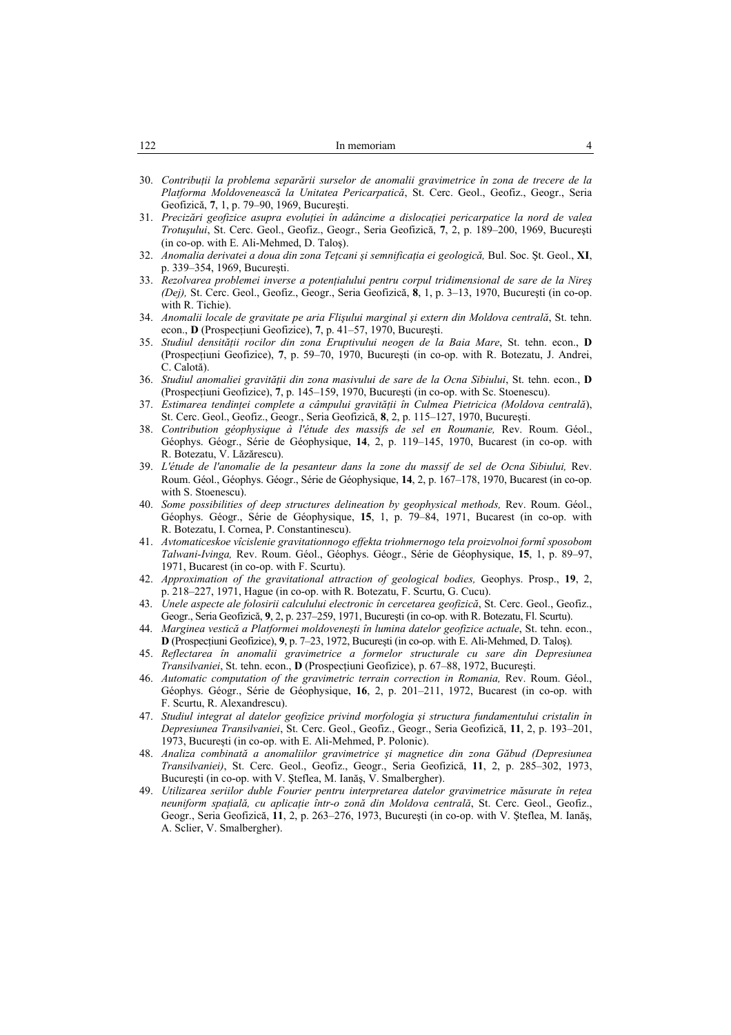30. *Contribuţii la problema separării surselor de anomalii gravimetrice în zona de trecere de la Platforma Moldovenească la Unitatea Pericarpatică*, St. Cerc. Geol., Geofiz., Geogr., Seria Geofizică, **7**, 1, p. 79–90, 1969, Bucureşti.
31. *Precizări geofizice asupra evoluţiei în adâncime a dislocaţiei pericarpatice la nord de valea Trotuşului*, St. Cerc. Geol., Geofiz., Geogr., Seria Geofizică, **7**, 2, p. 189–200, 1969, Bucureşti (in co-op. with E. Ali-Mehmed, D. Taloş).
32. *Anomalia derivatei a doua din zona Teţcani şi semnificaţia ei geologică,* Bul. Soc. Şt. Geol., **XI**, p. 339–354, 1969, Bucureşti.
33. *Rezolvarea problemei inverse a potenţialului pentru corpul tridimensional de sare de la Nireş (Dej),* St. Cerc. Geol., Geofiz., Geogr., Seria Geofizică, **8**, 1, p. 3–13, 1970, Bucureşti (in co-op. with R. Tichie).
34. *Anomalii locale de gravitate pe aria Flişului marginal şi extern din Moldova centrală*, St. tehn. econ., **D** (Prospecţiuni Geofizice), **7**, p. 41–57, 1970, Bucureşti.
35. *Studiul densităţii rocilor din zona Eruptivului neogen de la Baia Mare*, St. tehn. econ., **D** (Prospecţiuni Geofizice), **7**, p. 59–70, 1970, Bucureşti (in co-op. with R. Botezatu, J. Andrei, C. Calotă).
36. *Studiul anomaliei gravităţii din zona masivului de sare de la Ocna Sibiului*, St. tehn. econ., **D** (Prospecţiuni Geofizice), **7**, p. 145–159, 1970, Bucureşti (in co-op. with Sc. Stoenescu).
37. *Estimarea tendinţei complete a câmpului gravităţii în Culmea Pietricica (Moldova centrală*), St. Cerc. Geol., Geofiz., Geogr., Seria Geofizică, **8**, 2, p. 115–127, 1970, Bucureşti.
38. *Contribution géophysique à l'étude des massifs de sel en Roumanie,* Rev. Roum. Géol., Géophys. Géogr., Série de Géophysique, **14**, 2, p. 119–145, 1970, Bucarest (in co-op. with R. Botezatu, V. Lăzărescu).
39. *L'étude de l'anomalie de la pesanteur dans la zone du massif de sel de Ocna Sibiului,* Rev. Roum. Géol., Géophys. Géogr., Série de Géophysique, **14**, 2, p. 167–178, 1970, Bucarest (in co-op. with S. Stoenescu).
40. *Some possibilities of deep structures delineation by geophysical methods,* Rev. Roum. Géol., Géophys. Géogr., Série de Géophysique, **15**, 1, p. 79–84, 1971, Bucarest (in co-op. with R. Botezatu, I. Cornea, P. Constantinescu).
41. *Avtomaticeskoe vîcislenie gravitationnogo effekta triohmernogo tela proizvolnoi formî sposobom Talwani-Ivinga,* Rev. Roum. Géol., Géophys. Géogr., Série de Géophysique, **15**, 1, p. 89–97, 1971, Bucarest (in co-op. with F. Scurtu).
42. *Approximation of the gravitational attraction of geological bodies,* Geophys. Prosp., **19**, 2, p. 218–227, 1971, Hague (in co-op. with R. Botezatu, F. Scurtu, G. Cucu).
43. *Unele aspecte ale folosirii calculului electronic în cercetarea geofizică*, St. Cerc. Geol., Geofiz., Geogr., Seria Geofizică, **9**, 2, p. 237–259, 1971, Bucureşti (in co-op. with R. Botezatu, Fl. Scurtu).
44. *Marginea vestică a Platformei moldoveneşti în lumina datelor geofizice actuale*, St. tehn. econ., **D** (Prospecţiuni Geofizice), **9**, p. 7–23, 1972, Bucureşti (in co-op. with E. Ali-Mehmed, D. Taloş).
45. *Reflectarea în anomalii gravimetrice a formelor structurale cu sare din Depresiunea Transilvaniei*, St. tehn. econ., **D** (Prospecţiuni Geofizice), p. 67–88, 1972, Bucureşti.
46. *Automatic computation of the gravimetric terrain correction in Romania,* Rev. Roum. Géol., Géophys. Géogr., Série de Géophysique, **16**, 2, p. 201–211, 1972, Bucarest (in co-op. with F. Scurtu, R. Alexandrescu).
47. *Studiul integrat al datelor geofizice privind morfologia şi structura fundamentului cristalin în Depresiunea Transilvaniei*, St. Cerc. Geol., Geofiz., Geogr., Seria Geofizică, **11**, 2, p. 193–201, 1973, Bucureşti (in co-op. with E. Ali-Mehmed, P. Polonic).
48. *Analiza combinată a anomaliilor gravimetrice şi magnetice din zona Găbud (Depresiunea Transilvaniei)*, St. Cerc. Geol., Geofiz., Geogr., Seria Geofizică, **11**, 2, p. 285–302, 1973, Bucureşti (in co-op. with V. Şteflea, M. Ianăş, V. Smalbergher).
49. *Utilizarea seriilor duble Fourier pentru interpretarea datelor gravimetrice măsurate în reţea neuniform spaţială, cu aplicaţie într-o zonă din Moldova centrală*, St. Cerc. Geol., Geofiz., Geogr., Seria Geofizică, **11**, 2, p. 263–276, 1973, Bucureşti (in co-op. with V. Şteflea, M. Ianăş, A. Sclier, V. Smalbergher).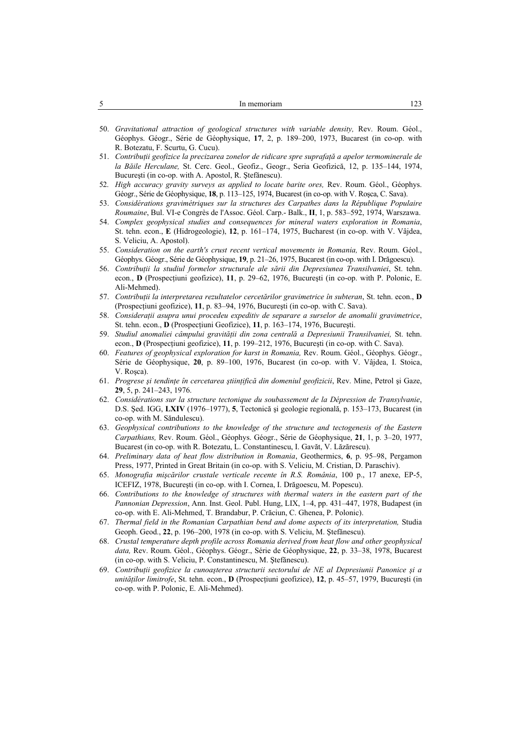50. *Gravitational attraction of geological structures with variable density,* Rev. Roum. Géol., Géophys. Géogr., Série de Géophysique, **17**, 2, p. 189–200, 1973, Bucarest (in co-op. with R. Botezatu, F. Scurtu, G. Cucu).
51. *Contribuții geofizice la precizarea zonelor de ridicare spre suprafață a apelor termominerale de la Băile Herculane,* St. Cerc. Geol., Geofiz., Geogr., Seria Geofizică, 12, p. 135–144, 1974, București (in co-op. with A. Apostol, R. Ştefănescu).
52. *High accuracy gravity surveys as applied to locate barite ores,* Rev. Roum. Géol., Géophys. Géogr., Série de Géophysique, **18**, p. 113–125, 1974, Bucarest (in co-op. with V. Roşca, C. Sava).
53. *Considérations gravimétriques sur la structures des Carpathes dans la République Populaire Roumaine*, Bul. VI-e Congrès de l'Assoc. Géol. Carp.- Balk., **II**, 1, p. 583–592, 1974, Warszawa.
54. *Complex geophysical studies and consequences for mineral waters exploration in Romania*, St. tehn. econ., **E** (Hidrogeologie), **12**, p. 161–174, 1975, Bucharest (in co-op. with V. Vâjdea, S. Veliciu, A. Apostol).
55. *Consideration on the earth's crust recent vertical movements in Romania,* Rev. Roum. Géol., Géophys. Géogr., Série de Géophysique, **19**, p. 21–26, 1975, Bucarest (in co-op. with I. Drăgoescu).
56. *Contribuții la studiul formelor structurale ale sării din Depresiunea Transilvaniei*, St. tehn. econ., **D** (Prospecțiuni geofizice), **11**, p. 29–62, 1976, București (in co-op. with P. Polonic, E. Ali-Mehmed).
57. *Contribuții la interpretarea rezultatelor cercetărilor gravimetrice în subteran*, St. tehn. econ., **D** (Prospecțiuni geofizice), **11**, p. 83–94, 1976, București (in co-op. with C. Sava).
58. *Considerații asupra unui procedeu expeditiv de separare a surselor de anomalii gravimetrice*, St. tehn. econ., **D** (Prospecțiuni Geofizice), **11**, p. 163–174, 1976, București.
59. *Studiul anomaliei câmpului gravității din zona centrală a Depresiunii Transilvaniei,* St. tehn. econ., **D** (Prospecțiuni geofizice), **11**, p. 199–212, 1976, București (in co-op. with C. Sava).
60. *Features of geophysical exploration for karst in Romania,* Rev. Roum. Géol., Géophys. Géogr., Série de Géophysique, **20**, p. 89–100, 1976, Bucarest (in co-op. with V. Vâjdea, I. Stoica, V. Roşca).
61. *Progrese şi tendințe în cercetarea științifică din domeniul geofizicii*, Rev. Mine, Petrol şi Gaze, **29**, 5, p. 241–243, 1976.
62. *Considérations sur la structure tectonique du soubassement de la Dépression de Transylvanie*, D.S. Şed. IGG, **LXIV** (1976–1977), **5**, Tectonică şi geologie regională, p. 153–173, Bucarest (in co-op. with M. Săndulescu).
63. *Geophysical contributions to the knowledge of the structure and tectogenesis of the Eastern Carpathians,* Rev. Roum. Géol., Géophys. Géogr., Série de Géophysique, **21**, 1, p. 3–20, 1977, Bucarest (in co-op. with R. Botezatu, L. Constantinescu, I. Gavăt, V. Lăzărescu).
64. *Preliminary data of heat flow distribution in Romania*, Geothermics, **6**, p. 95–98, Pergamon Press, 1977, Printed in Great Britain (in co-op. with S. Veliciu, M. Cristian, D. Paraschiv).
65. *Monografia mişcărilor crustale verticale recente în R.S. România*, 100 p., 17 anexe, EP-5, ICEFIZ, 1978, București (in co-op. with I. Cornea, I. Drăgoescu, M. Popescu).
66. *Contributions to the knowledge of structures with thermal waters in the eastern part of the Pannonian Depression*, Ann. Inst. Geol. Publ. Hung, LIX, 1–4, pp. 431–447, 1978, Budapest (in co-op. with E. Ali-Mehmed, T. Brandabur, P. Crăciun, C. Ghenea, P. Polonic).
67. *Thermal field in the Romanian Carpathian bend and dome aspects of its interpretation,* Studia Geoph. Geod., **22**, p. 196–200, 1978 (in co-op. with S. Veliciu, M. Ştefănescu).
68. *Crustal temperature depth profile across Romania derived from heat flow and other geophysical data,* Rev. Roum. Géol., Géophys. Géogr., Série de Géophysique, **22**, p. 33–38, 1978, Bucarest (in co-op. with S. Veliciu, P. Constantinescu, M. Ştefănescu).
69. *Contribuții geofizice la cunoaşterea structurii sectorului de NE al Depresiunii Panonice şi a unităților limitrofe*, St. tehn. econ., **D** (Prospecțiuni geofizice), **12**, p. 45–57, 1979, București (in co-op. with P. Polonic, E. Ali-Mehmed).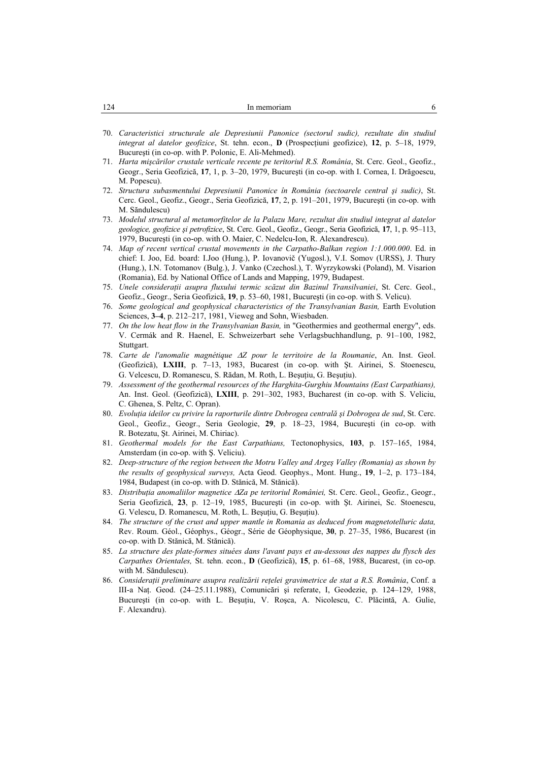70. *Caracteristici structurale ale Depresiunii Panonice (sectorul sudic), rezultate din studiul integrat al datelor geofizice*, St. tehn. econ., **D** (Prospecţiuni geofizice), **12**, p. 5–18, 1979, Bucureşti (in co-op. with P. Polonic, E. Ali-Mehmed).
71. *Harta mişcărilor crustale verticale recente pe teritoriul R.S. România*, St. Cerc. Geol., Geofiz., Geogr., Seria Geofizică, **17**, 1, p. 3–20, 1979, Bucureşti (in co-op. with I. Cornea, I. Drăgoescu, M. Popescu).
72. *Structura subasmentului Depresiunii Panonice în România (sectoarele central şi sudic)*, St. Cerc. Geol., Geofiz., Geogr., Seria Geofizică, **17**, 2, p. 191–201, 1979, Bucureşti (in co-op. with M. Săndulescu)
73. *Modelul structural al metamorfitelor de la Palazu Mare, rezultat din studiul integrat al datelor geologice, geofizice şi petrofizice*, St. Cerc. Geol., Geofiz., Geogr., Seria Geofizică, **17**, 1, p. 95–113, 1979, Bucureşti (in co-op. with O. Maier, C. Nedelcu-Ion, R. Alexandrescu).
74. *Map of recent vertical crustal movements in the Carpatho-Balkan region 1:1.000.000*. Ed. in chief: I. Joo, Ed. board: I.Joo (Hung.), P. Iovanovič (Yugosl.), V.I. Somov (URSS), J. Thury (Hung.), I.N. Totomanov (Bulg.), J. Vanko (Czechosl.), T. Wyrzykowski (Poland), M. Visarion (Romania), Ed. by National Office of Lands and Mapping, 1979, Budapest.
75. *Unele consideraţii asupra fluxului termic scăzut din Bazinul Transilvaniei*, St. Cerc. Geol., Geofiz., Geogr., Seria Geofizică, **19**, p. 53–60, 1981, Bucureşti (in co-op. with S. Velicu).
76. *Some geological and geophysical characteristics of the Transylvanian Basin,* Earth Evolution Sciences, **3–4**, p. 212–217, 1981, Vieweg and Sohn, Wiesbaden.
77. *On the low heat flow in the Transylvanian Basin,* in "Geothermies and geothermal energy", eds. V. Cermák and R. Haenel, E. Schweizerbart sehe Verlagsbuchhandlung, p. 91–100, 1982, Stuttgart.
78. *Carte de l'anomalie magnétique ΔZ pour le territoire de la Roumanie*, An. Inst. Geol. (Geofizică), **LXIII**, p. 7–13, 1983, Bucarest (in co-op. with Şt. Airinei, S. Stoenescu, G. Velcescu, D. Romanescu, S. Rădan, M. Roth, L. Beşuţiu, G. Beşuţiu).
79. *Assessment of the geothermal resources of the Harghita-Gurghiu Mountains (East Carpathians),* An. Inst. Geol. (Geofizică), **LXIII**, p. 291–302, 1983, Bucharest (in co-op. with S. Veliciu, C. Ghenea, S. Peltz, C. Opran).
80. *Evoluţia ideilor cu privire la raporturile dintre Dobrogea centrală şi Dobrogea de sud*, St. Cerc. Geol., Geofiz., Geogr., Seria Geologie, **29**, p. 18–23, 1984, Bucureşti (in co-op. with R. Botezatu, Şt. Airinei, M. Chiriac).
81. *Geothermal models for the East Carpathians,* Tectonophysics, **103**, p. 157–165, 1984, Amsterdam (in co-op. with Ş. Veliciu).
82. *Deep-structure of the region between the Motru Valley and Argeş Valley (Romania) as shown by the results of geophysical surveys,* Acta Geod. Geophys., Mont. Hung., **19**, 1–2, p. 173–184, 1984, Budapest (in co-op. with D. Stănică, M. Stănică).
83. *Distribuţia anomaliilor magnetice ΔZa pe teritoriul României,* St. Cerc. Geol., Geofiz., Geogr., Seria Geofizică, **23**, p. 12–19, 1985, Bucureşti (in co-op. with Şt. Airinei, Sc. Stoenescu, G. Velescu, D. Romanescu, M. Roth, L. Beşuţiu, G. Beşuţiu).
84. *The structure of the crust and upper mantle in Romania as deduced from magnetotelluric data,* Rev. Roum. Géol., Géophys., Géogr., Série de Géophysique, **30**, p. 27–35, 1986, Bucarest (in co-op. with D. Stănică, M. Stănică).
85. *La structure des plate-formes situées dans l'avant pays et au-dessous des nappes du flysch des Carpathes Orientales,* St. tehn. econ., **D** (Geofizică), **15**, p. 61–68, 1988, Bucarest, (in co-op. with M. Săndulescu).
86. *Consideraţii preliminare asupra realizării reţelei gravimetrice de stat a R.S. România*, Conf. a III-a Naţ. Geod. (24–25.11.1988), Comunicări şi referate, I, Geodezie, p. 124–129, 1988, Bucureşti (in co-op. with L. Beşuţiu, V. Roşca, A. Nicolescu, C. Plăcintă, A. Gulie, F. Alexandru).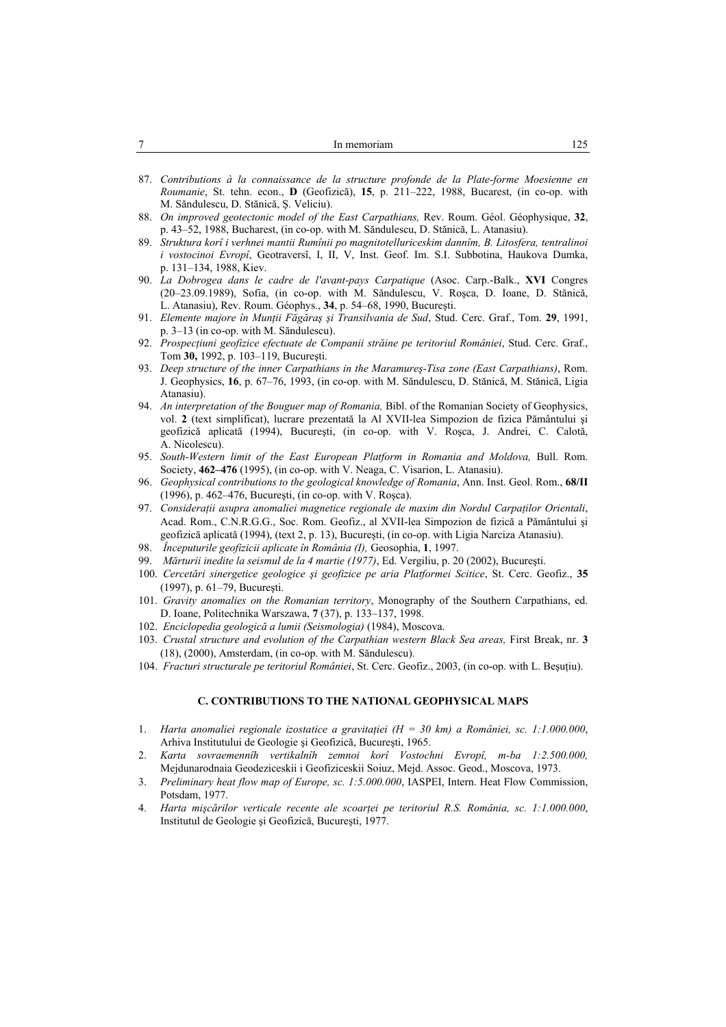87. *Contributions à la connaissance de la structure profonde de la Plate-forme Moesienne en Roumanie*, St. tehn. econ., **D** (Geofizică), **15**, p. 211–222, 1988, Bucarest, (in co-op. with M. Săndulescu, D. Stănică, Ş. Veliciu).
88. *On improved geotectonic model of the East Carpathians,* Rev. Roum. Géol. Géophysique, **32**, p. 43–52, 1988, Bucharest, (in co-op. with M. Săndulescu, D. Stănică, L. Atanasiu).
89. *Struktura korî i verhnei mantii Rumînii po magnitotelluriceskim dannîm, B. Litosfera, tentralinoi i vostocinoi Evropî*, Geotraversî, I, II, V, Inst. Geof. Im. S.I. Subbotina, Haukova Dumka, p. 131–134, 1988, Kiev.
90. *La Dobrogea dans le cadre de l'avant-pays Carpatique* (Asoc. Carp.-Balk., **XVI** Congres (20–23.09.1989), Sofia, (in co-op. with M. Săndulescu, V. Roşca, D. Ioane, D. Stănică, L. Atanasiu), Rev. Roum. Géophys., **34**, p. 54–68, 1990, Bucureşti.
91. *Elemente majore în Munţii Făgăraş şi Transilvania de Sud*, Stud. Cerc. Graf., Tom. **29**, 1991, p. 3–13 (in co-op. with M. Săndulescu).
92. *Prospecţiuni geofizice efectuate de Companii străine pe teritoriul României*, Stud. Cerc. Graf., Tom **30,** 1992, p. 103–119, Bucureşti.
93. *Deep structure of the inner Carpathians in the Maramureş-Tisa zone (East Carpathians)*, Rom. J. Geophysics, **16**, p. 67–76, 1993, (in co-op. with M. Săndulescu, D. Stănică, M. Stănică, Ligia Atanasiu).
94. *An interpretation of the Bouguer map of Romania,* Bibl. of the Romanian Society of Geophysics, vol. **2** (text simplificat), lucrare prezentată la Al XVII-lea Simpozion de fizica Pământului şi geofizică aplicată (1994), Bucureşti, (in co-op. with V. Roşca, J. Andrei, C. Calotă, A. Nicolescu).
95. *South-Western limit of the East European Platform in Romania and Moldova,* Bull. Rom. Society, **462–476** (1995), (in co-op. with V. Neaga, C. Visarion, L. Atanasiu).
96. *Geophysical contributions to the geological knowledge of Romania*, Ann. Inst. Geol. Rom., **68/II** (1996), p. 462–476, Bucureşti, (in co-op. with V. Roşca).
97. *Consideraţii asupra anomaliei magnetice regionale de maxim din Nordul Carpaţilor Orientali*, Acad. Rom., C.N.R.G.G., Soc. Rom. Geofiz., al XVII-lea Simpozion de fizică a Pământului şi geofizică aplicată (1994), (text 2, p. 13), Bucureşti, (in co-op. with Ligia Narciza Atanasiu).
98. *Începuturile geofizicii aplicate în România (I),* Geosophia, **1**, 1997.
99. *Mărturii inedite la seismul de la 4 martie (1977)*, Ed. Vergiliu, p. 20 (2002), Bucureşti.
100. *Cercetări sinergetice geologice şi geofizice pe aria Platformei Scitice*, St. Cerc. Geofiz., **35** (1997), p. 61–79, Bucureşti.
101. *Gravity anomalies on the Romanian territory*, Monography of the Southern Carpathians, ed. D. Ioane, Politechnika Warszawa, **7** (37), p. 133–137, 1998.
102. *Enciclopedia geologică a lumii (Seismologia)* (1984), Moscova.
103. *Crustal structure and evolution of the Carpathian western Black Sea areas,* First Break, nr. **3** (18), (2000), Amsterdam, (in co-op. with M. Săndulescu).
104. *Fracturi structurale pe teritoriul României*, St. Cerc. Geofiz., 2003, (in co-op. with L. Beşuţiu).

## C. CONTRIBUTIONS TO THE NATIONAL GEOPHYSICAL MAPS

1. *Harta anomaliei regionale izostatice a gravitaţiei (H = 30 km) a României, sc. 1:1.000.000*, Arhiva Institutului de Geologie şi Geofizică, Bucureşti, 1965.
2. *Karta sovraemennîh vertikalnîh zemnoi korî Vostochni Evropî, m-ba 1:2.500.000,* Mejdunarodnaia Geodeziceskii i Geofiziceskii Soiuz, Mejd. Assoc. Geod., Moscova, 1973.
3. *Preliminary heat flow map of Europe, sc. 1:5.000.000*, IASPEI, Intern. Heat Flow Commission, Potsdam, 1977.
4. *Harta mişcărilor verticale recente ale scoarţei pe teritoriul R.S. România, sc. 1:1.000.000*, Institutul de Geologie şi Geofizică, Bucureşti, 1977.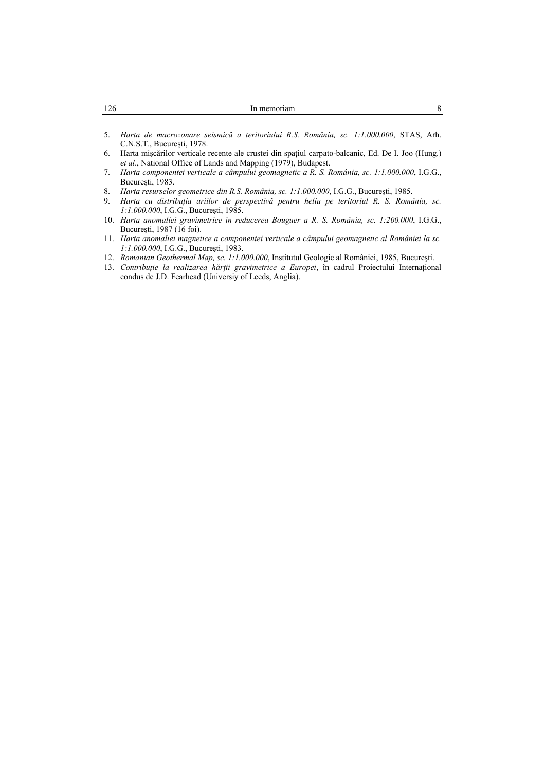5. *Harta de macrozonare seismică a teritoriului R.S. România, sc. 1:1.000.000*, STAS, Arh. C.N.S.T., Bucureşti, 1978.
6. Harta mişcărilor verticale recente ale crustei din spaţiul carpato-balcanic, Ed. De I. Joo (Hung.) *et al*., National Office of Lands and Mapping (1979), Budapest.
7. *Harta componentei verticale a câmpului geomagnetic a R. S. România, sc. 1:1.000.000*, I.G.G., Bucureşti, 1983.
8. *Harta resurselor geometrice din R.S. România, sc. 1:1.000.000*, I.G.G., Bucureşti, 1985.
9. *Harta cu distribuţia ariilor de perspectivă pentru heliu pe teritoriul R. S. România, sc. 1:1.000.000*, I.G.G., Bucureşti, 1985.
10. *Harta anomaliei gravimetrice în reducerea Bouguer a R. S. România, sc. 1:200.000*, I.G.G., Bucureşti, 1987 (16 foi).
11. *Harta anomaliei magnetice a componentei verticale a câmpului geomagnetic al României la sc. 1:1.000.000*, I.G.G., Bucureşti, 1983.
12. *Romanian Geothermal Map, sc. 1:1.000.000*, Institutul Geologic al României, 1985, Bucureşti.
13. *Contribuţie la realizarea hărţii gravimetrice a Europei*, în cadrul Proiectului Internaţional condus de J.D. Fearhead (Universiy of Leeds, Anglia).